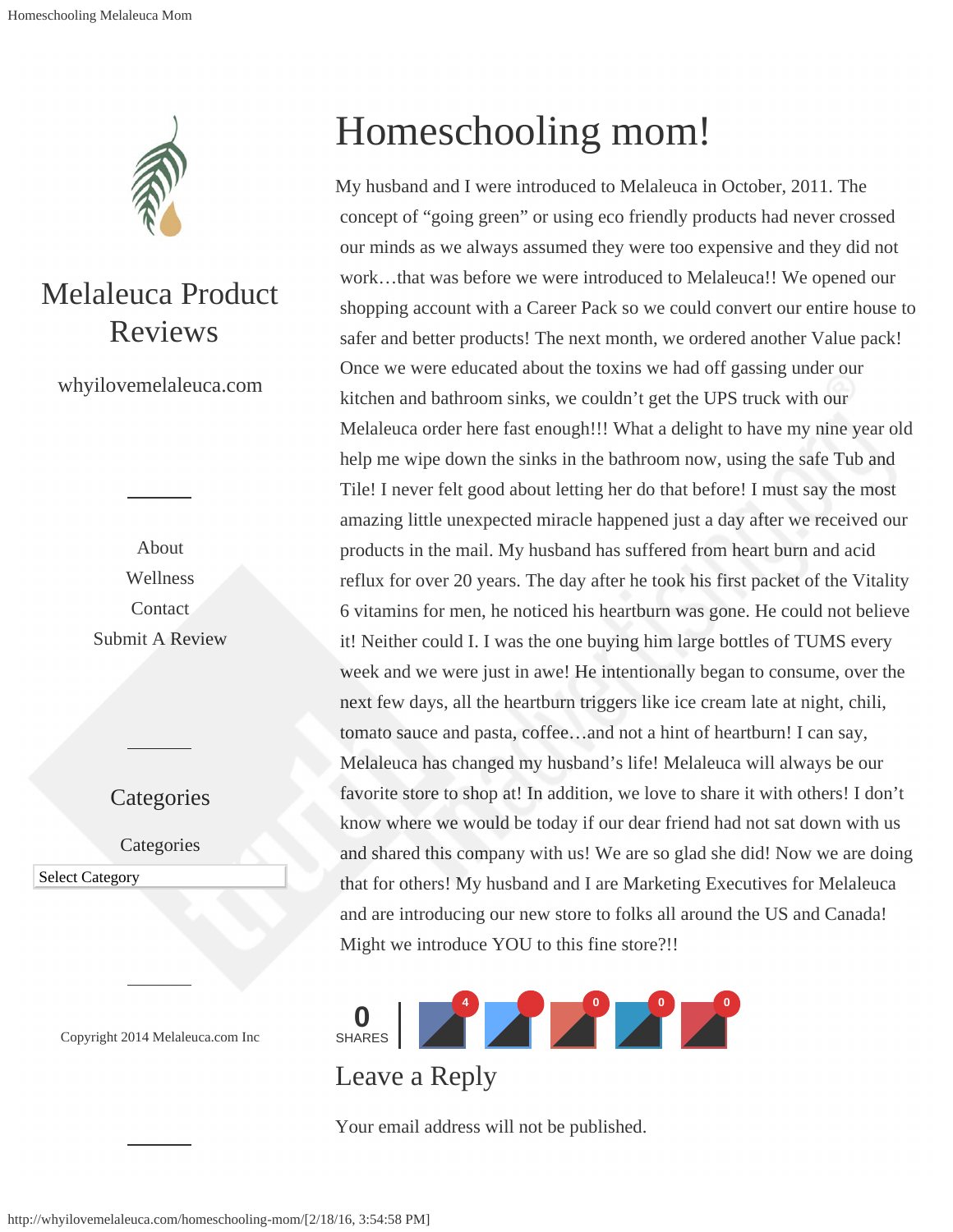# Melaleuca Product Reviews

whyilovemelaleuca.com

About
Wellness
Contact
Submit A Review

## Categories

Categories

Select Category

Copyright 2014 Melaleuca.com Inc

# Homeschooling mom!

My husband and I were introduced to Melaleuca in October, 2011. The concept of "going green" or using eco friendly products had never crossed our minds as we always assumed they were too expensive and they did not work…that was before we were introduced to Melaleuca!! We opened our shopping account with a Career Pack so we could convert our entire house to safer and better products! The next month, we ordered another Value pack! Once we were educated about the toxins we had off gassing under our kitchen and bathroom sinks, we couldn't get the UPS truck with our Melaleuca order here fast enough!!! What a delight to have my nine year old help me wipe down the sinks in the bathroom now, using the safe Tub and Tile! I never felt good about letting her do that before! I must say the most amazing little unexpected miracle happened just a day after we received our products in the mail. My husband has suffered from heart burn and acid reflux for over 20 years. The day after he took his first packet of the Vitality 6 vitamins for men, he noticed his heartburn was gone. He could not believe it! Neither could I. I was the one buying him large bottles of TUMS every week and we were just in awe! He intentionally began to consume, over the next few days, all the heartburn triggers like ice cream late at night, chili, tomato sauce and pasta, coffee…and not a hint of heartburn! I can say, Melaleuca has changed my husband's life! Melaleuca will always be our favorite store to shop at! In addition, we love to share it with others! I don't know where we would be today if our dear friend had not sat down with us and shared this company with us! We are so glad she did! Now we are doing that for others! My husband and I are Marketing Executives for Melaleuca and are introducing our new store to folks all around the US and Canada! Might we introduce YOU to this fine store?!!

0 SHARES 4 0 0 0

## Leave a Reply

Your email address will not be published.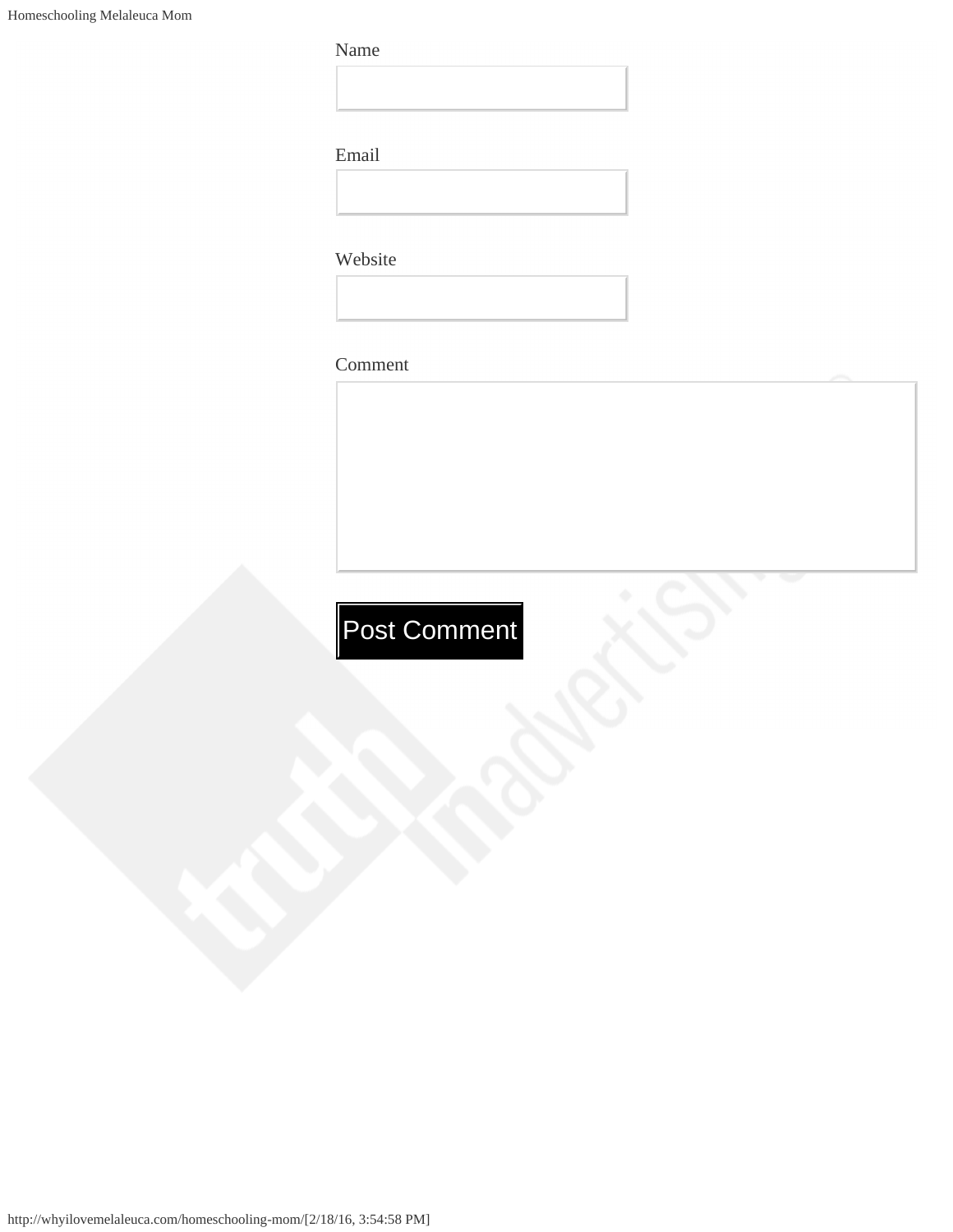Name

Email

Website

Comment

Post Comment